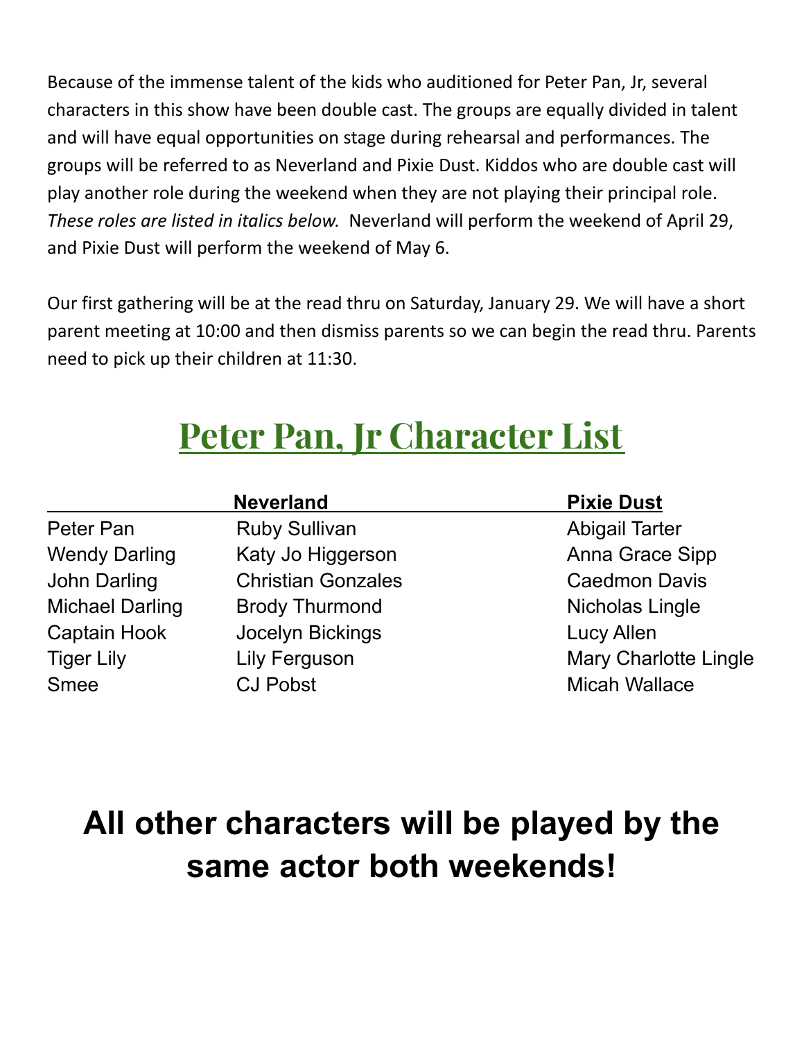Because of the immense talent of the kids who auditioned for Peter Pan, Jr, several characters in this show have been double cast. The groups are equally divided in talent and will have equal opportunities on stage during rehearsal and performances. The groups will be referred to as Neverland and Pixie Dust. Kiddos who are double cast will play another role during the weekend when they are not playing their principal role. *These roles are listed in italics below.* Neverland will perform the weekend of April 29, and Pixie Dust will perform the weekend of May 6.

Our first gathering will be at the read thru on Saturday, January 29. We will have a short parent meeting at 10:00 and then dismiss parents so we can begin the read thru. Parents need to pick up their children at 11:30.

# Peter Pan, Jr Character List

| | Neverland | Pixie Dust |
|---|---|---|
| Peter Pan | Ruby Sullivan | Abigail Tarter |
| Wendy Darling | Katy Jo Higgerson | Anna Grace Sipp |
| John Darling | Christian Gonzales | Caedmon Davis |
| Michael Darling | Brody Thurmond | Nicholas Lingle |
| Captain Hook | Jocelyn Bickings | Lucy Allen |
| Tiger Lily | Lily Ferguson | Mary Charlotte Lingle |
| Smee | CJ Pobst | Micah Wallace |

## All other characters will be played by the same actor both weekends!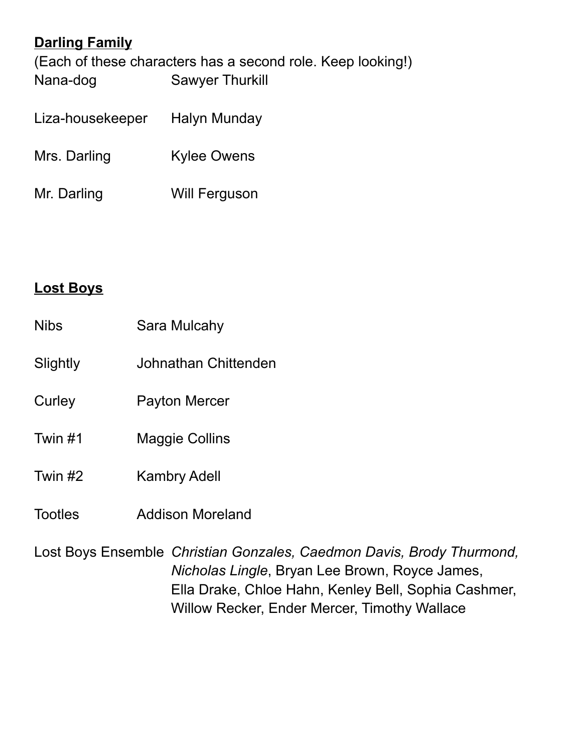**Darling Family**

(Each of these characters has a second role. Keep looking!)

| | |
|---|---|
| Nana-dog | Sawyer Thurkill |
| Liza-housekeeper | Halyn Munday |
| Mrs. Darling | Kylee Owens |
| Mr. Darling | Will Ferguson |

**Lost Boys**

| | |
|---|---|
| Nibs | Sara Mulcahy |
| Slightly | Johnathan Chittenden |
| Curley | Payton Mercer |
| Twin #1 | Maggie Collins |
| Twin #2 | Kambry Adell |
| Tootles | Addison Moreland |

Lost Boys Ensemble *Christian Gonzales, Caedmon Davis, Brody Thurmond, Nicholas Lingle*, Bryan Lee Brown, Royce James, Ella Drake, Chloe Hahn, Kenley Bell, Sophia Cashmer, Willow Recker, Ender Mercer, Timothy Wallace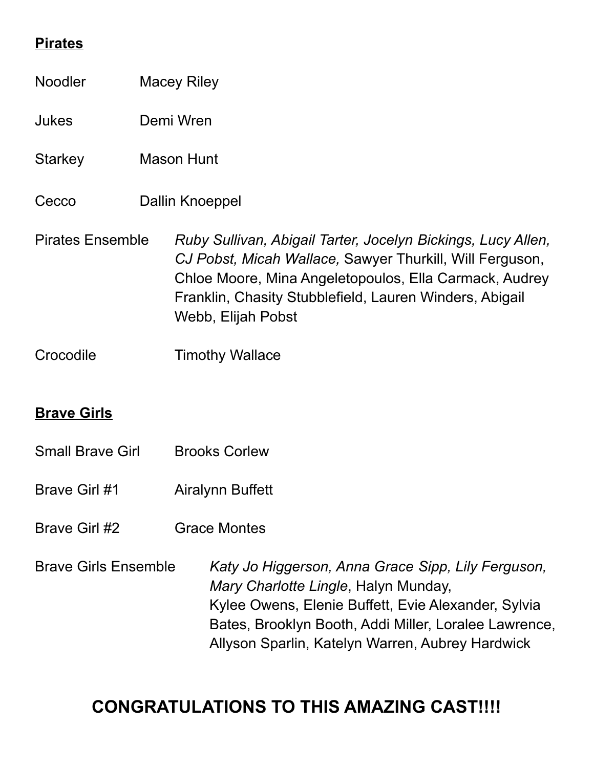**Pirates**

Noodler Macey Riley

Jukes Demi Wren

Starkey Mason Hunt

Cecco Dallin Knoeppel

Pirates Ensemble *Ruby Sullivan, Abigail Tarter, Jocelyn Bickings, Lucy Allen, CJ Pobst, Micah Wallace,* Sawyer Thurkill, Will Ferguson, Chloe Moore, Mina Angeletopoulos, Ella Carmack, Audrey Franklin, Chasity Stubblefield, Lauren Winders, Abigail Webb, Elijah Pobst

Crocodile Timothy Wallace

**Brave Girls**

Small Brave Girl Brooks Corlew

Brave Girl #1 Airalynn Buffett

Brave Girl #2 Grace Montes

Brave Girls Ensemble *Katy Jo Higgerson, Anna Grace Sipp, Lily Ferguson, Mary Charlotte Lingle*, Halyn Munday, Kylee Owens, Elenie Buffett, Evie Alexander, Sylvia Bates, Brooklyn Booth, Addi Miller, Loralee Lawrence, Allyson Sparlin, Katelyn Warren, Aubrey Hardwick

**CONGRATULATIONS TO THIS AMAZING CAST!!!!**